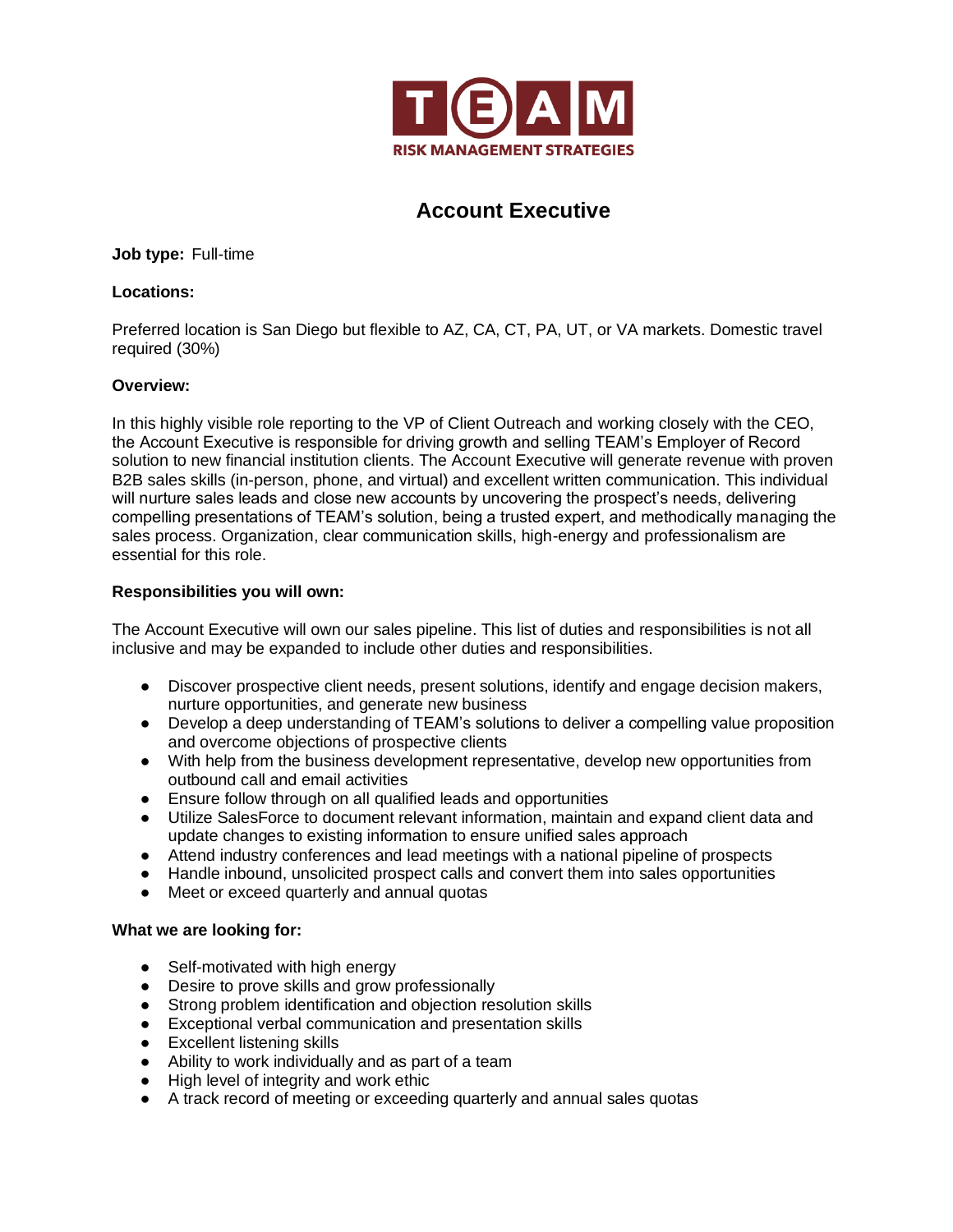TEAM

RISK MANAGEMENT STRATEGIES

# Account Executive

**Job type:** Full-time

**Locations:**

Preferred location is San Diego but flexible to AZ, CA, CT, PA, UT, or VA markets. Domestic travel required (30%)

**Overview:**

In this highly visible role reporting to the VP of Client Outreach and working closely with the CEO, the Account Executive is responsible for driving growth and selling TEAM's Employer of Record solution to new financial institution clients. The Account Executive will generate revenue with proven B2B sales skills (in-person, phone, and virtual) and excellent written communication. This individual will nurture sales leads and close new accounts by uncovering the prospect's needs, delivering compelling presentations of TEAM's solution, being a trusted expert, and methodically managing the sales process. Organization, clear communication skills, high-energy and professionalism are essential for this role.

**Responsibilities you will own:**

The Account Executive will own our sales pipeline. This list of duties and responsibilities is not all inclusive and may be expanded to include other duties and responsibilities.

- Discover prospective client needs, present solutions, identify and engage decision makers, nurture opportunities, and generate new business
- Develop a deep understanding of TEAM's solutions to deliver a compelling value proposition and overcome objections of prospective clients
- With help from the business development representative, develop new opportunities from outbound call and email activities
- Ensure follow through on all qualified leads and opportunities
- Utilize SalesForce to document relevant information, maintain and expand client data and update changes to existing information to ensure unified sales approach
- Attend industry conferences and lead meetings with a national pipeline of prospects
- Handle inbound, unsolicited prospect calls and convert them into sales opportunities
- Meet or exceed quarterly and annual quotas

**What we are looking for:**

- Self-motivated with high energy
- Desire to prove skills and grow professionally
- Strong problem identification and objection resolution skills
- Exceptional verbal communication and presentation skills
- Excellent listening skills
- Ability to work individually and as part of a team
- High level of integrity and work ethic
- A track record of meeting or exceeding quarterly and annual sales quotas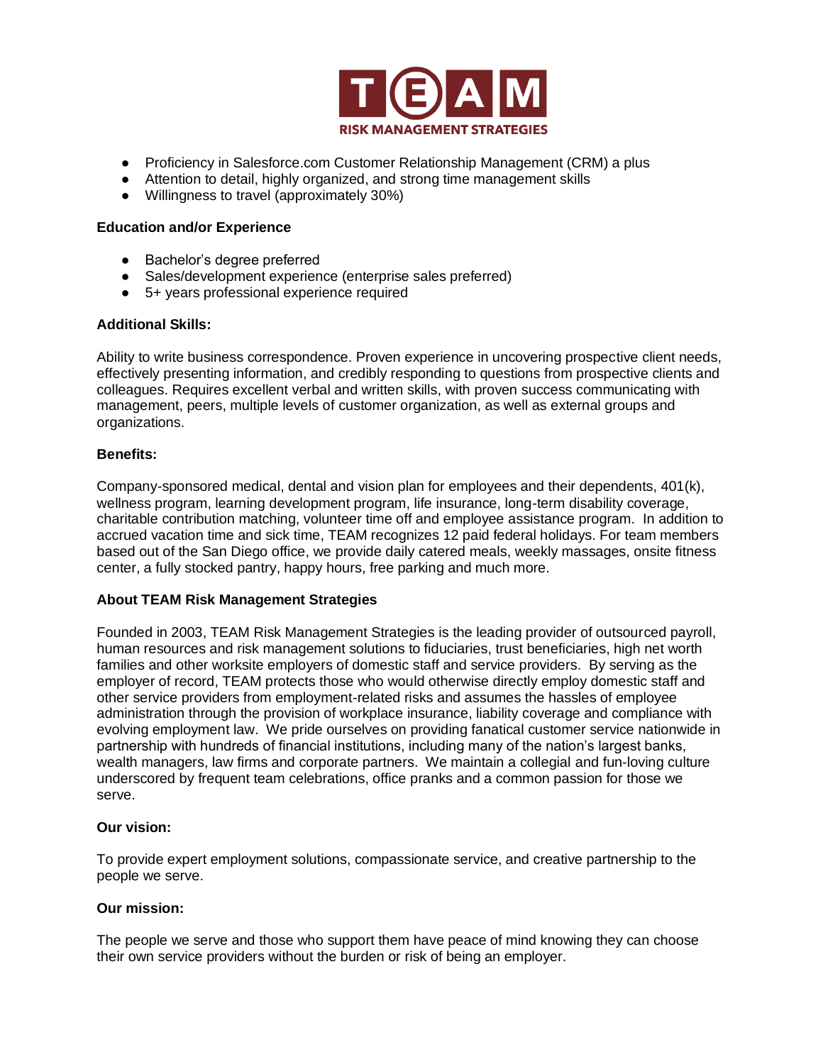- Proficiency in Salesforce.com Customer Relationship Management (CRM) a plus
- Attention to detail, highly organized, and strong time management skills
- Willingness to travel (approximately 30%)

**Education and/or Experience**

- Bachelor's degree preferred
- Sales/development experience (enterprise sales preferred)
- 5+ years professional experience required

**Additional Skills:**

Ability to write business correspondence. Proven experience in uncovering prospective client needs, effectively presenting information, and credibly responding to questions from prospective clients and colleagues. Requires excellent verbal and written skills, with proven success communicating with management, peers, multiple levels of customer organization, as well as external groups and organizations.

**Benefits:**

Company-sponsored medical, dental and vision plan for employees and their dependents, 401(k), wellness program, learning development program, life insurance, long-term disability coverage, charitable contribution matching, volunteer time off and employee assistance program. In addition to accrued vacation time and sick time, TEAM recognizes 12 paid federal holidays. For team members based out of the San Diego office, we provide daily catered meals, weekly massages, onsite fitness center, a fully stocked pantry, happy hours, free parking and much more.

**About TEAM Risk Management Strategies**

Founded in 2003, TEAM Risk Management Strategies is the leading provider of outsourced payroll, human resources and risk management solutions to fiduciaries, trust beneficiaries, high net worth families and other worksite employers of domestic staff and service providers. By serving as the employer of record, TEAM protects those who would otherwise directly employ domestic staff and other service providers from employment-related risks and assumes the hassles of employee administration through the provision of workplace insurance, liability coverage and compliance with evolving employment law. We pride ourselves on providing fanatical customer service nationwide in partnership with hundreds of financial institutions, including many of the nation's largest banks, wealth managers, law firms and corporate partners. We maintain a collegial and fun-loving culture underscored by frequent team celebrations, office pranks and a common passion for those we serve.

**Our vision:**

To provide expert employment solutions, compassionate service, and creative partnership to the people we serve.

**Our mission:**

The people we serve and those who support them have peace of mind knowing they can choose their own service providers without the burden or risk of being an employer.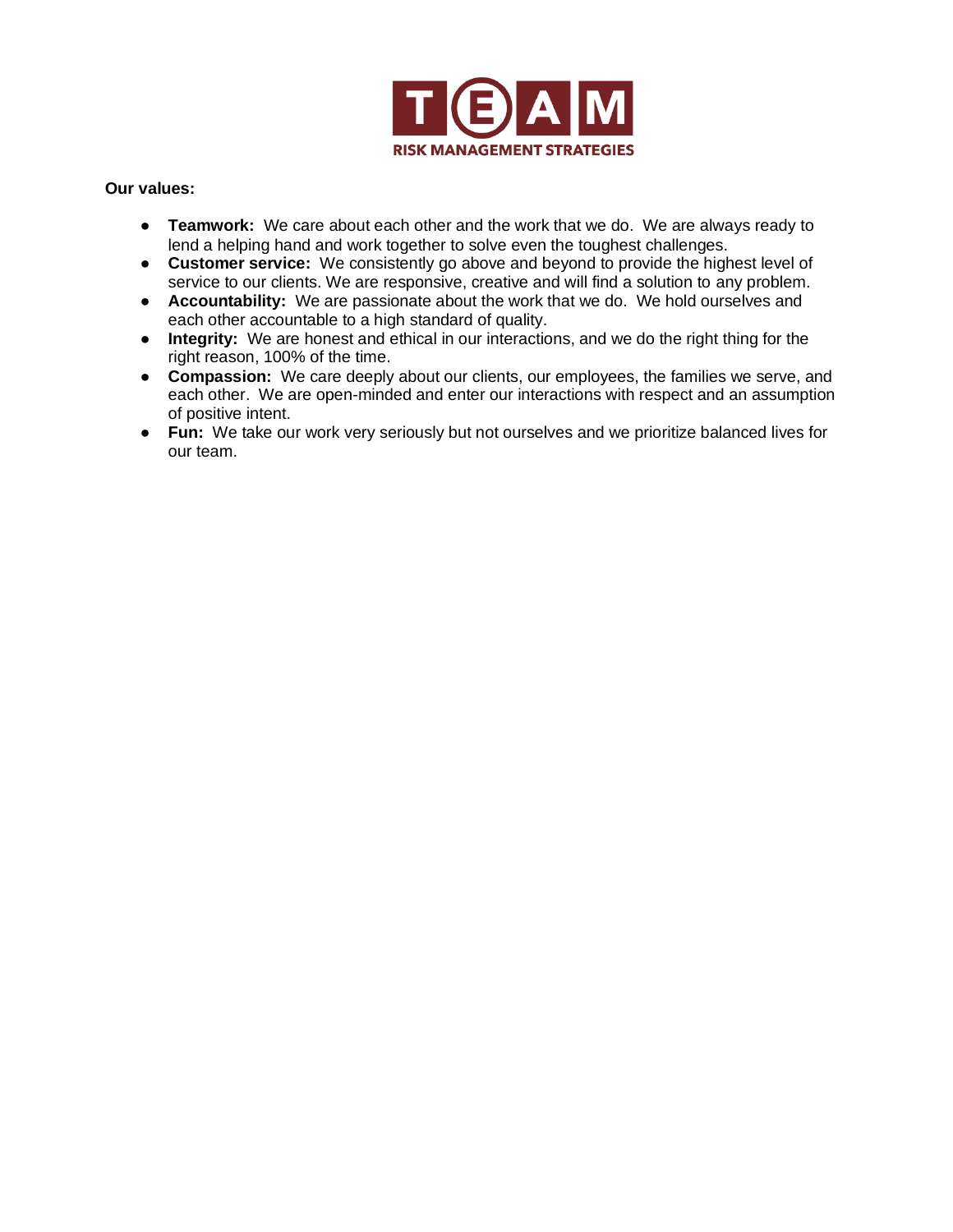TEAM

RISK MANAGEMENT STRATEGIES

**Our values:**

- **Teamwork:** We care about each other and the work that we do. We are always ready to lend a helping hand and work together to solve even the toughest challenges.
- **Customer service:** We consistently go above and beyond to provide the highest level of service to our clients. We are responsive, creative and will find a solution to any problem.
- **Accountability:** We are passionate about the work that we do. We hold ourselves and each other accountable to a high standard of quality.
- **Integrity:** We are honest and ethical in our interactions, and we do the right thing for the right reason, 100% of the time.
- **Compassion:** We care deeply about our clients, our employees, the families we serve, and each other. We are open-minded and enter our interactions with respect and an assumption of positive intent.
- **Fun:** We take our work very seriously but not ourselves and we prioritize balanced lives for our team.